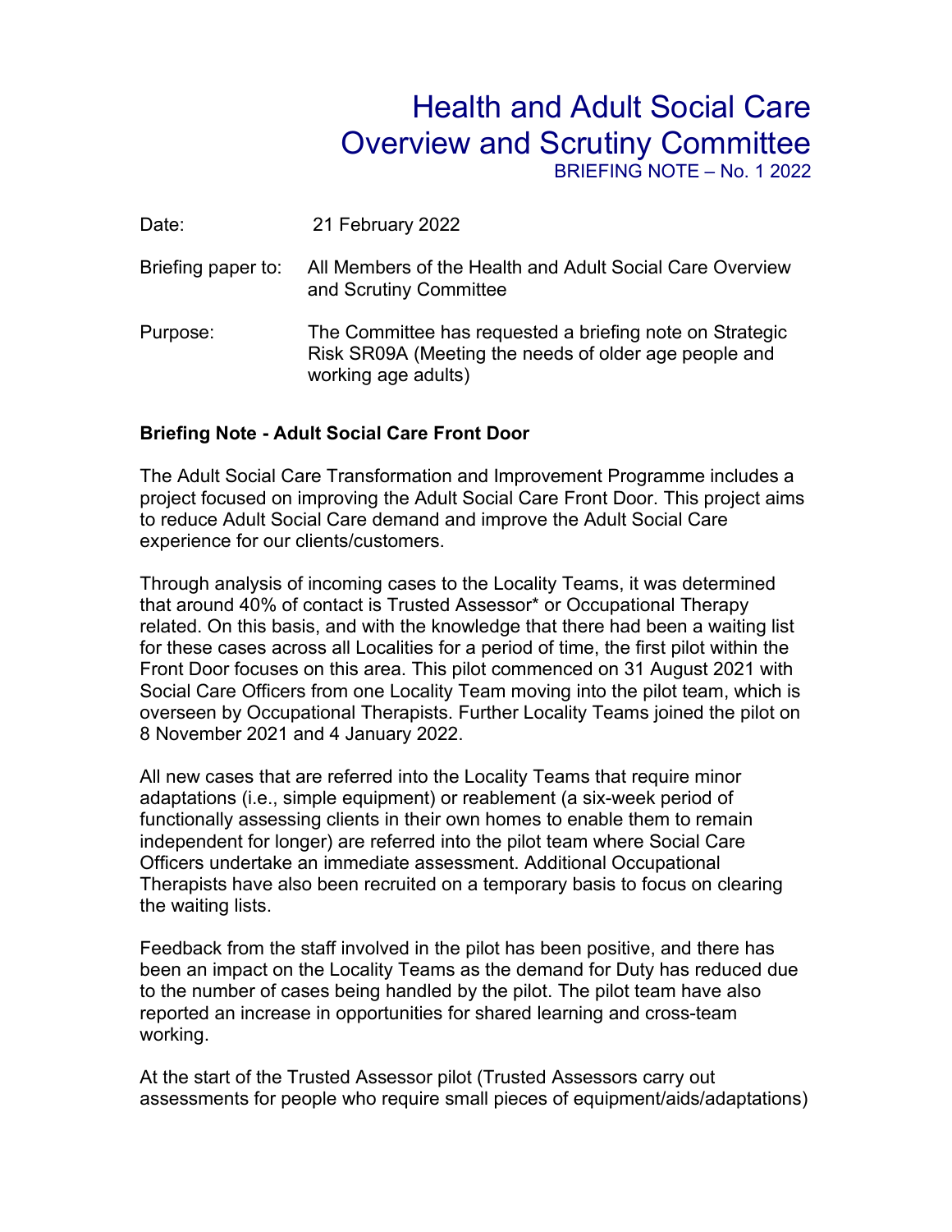# Health and Adult Social Care Overview and Scrutiny Committee

BRIEFING NOTE – No. 1 2022

| | |
|---|---|
| Date: | 21 February 2022 |
| Briefing paper to: | All Members of the Health and Adult Social Care Overview and Scrutiny Committee |
| Purpose: | The Committee has requested a briefing note on Strategic Risk SR09A (Meeting the needs of older age people and working age adults) |

**Briefing Note - Adult Social Care Front Door**

The Adult Social Care Transformation and Improvement Programme includes a project focused on improving the Adult Social Care Front Door. This project aims to reduce Adult Social Care demand and improve the Adult Social Care experience for our clients/customers.

Through analysis of incoming cases to the Locality Teams, it was determined that around 40% of contact is Trusted Assessor* or Occupational Therapy related. On this basis, and with the knowledge that there had been a waiting list for these cases across all Localities for a period of time, the first pilot within the Front Door focuses on this area. This pilot commenced on 31 August 2021 with Social Care Officers from one Locality Team moving into the pilot team, which is overseen by Occupational Therapists. Further Locality Teams joined the pilot on 8 November 2021 and 4 January 2022.

All new cases that are referred into the Locality Teams that require minor adaptations (i.e., simple equipment) or reablement (a six-week period of functionally assessing clients in their own homes to enable them to remain independent for longer) are referred into the pilot team where Social Care Officers undertake an immediate assessment. Additional Occupational Therapists have also been recruited on a temporary basis to focus on clearing the waiting lists.

Feedback from the staff involved in the pilot has been positive, and there has been an impact on the Locality Teams as the demand for Duty has reduced due to the number of cases being handled by the pilot. The pilot team have also reported an increase in opportunities for shared learning and cross-team working.

At the start of the Trusted Assessor pilot (Trusted Assessors carry out assessments for people who require small pieces of equipment/aids/adaptations)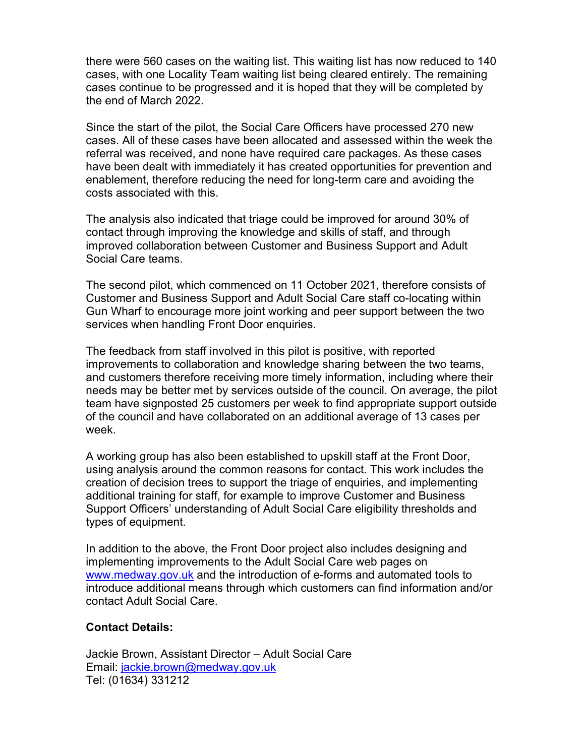there were 560 cases on the waiting list. This waiting list has now reduced to 140 cases, with one Locality Team waiting list being cleared entirely. The remaining cases continue to be progressed and it is hoped that they will be completed by the end of March 2022.

Since the start of the pilot, the Social Care Officers have processed 270 new cases. All of these cases have been allocated and assessed within the week the referral was received, and none have required care packages. As these cases have been dealt with immediately it has created opportunities for prevention and enablement, therefore reducing the need for long-term care and avoiding the costs associated with this.

The analysis also indicated that triage could be improved for around 30% of contact through improving the knowledge and skills of staff, and through improved collaboration between Customer and Business Support and Adult Social Care teams.

The second pilot, which commenced on 11 October 2021, therefore consists of Customer and Business Support and Adult Social Care staff co-locating within Gun Wharf to encourage more joint working and peer support between the two services when handling Front Door enquiries.

The feedback from staff involved in this pilot is positive, with reported improvements to collaboration and knowledge sharing between the two teams, and customers therefore receiving more timely information, including where their needs may be better met by services outside of the council. On average, the pilot team have signposted 25 customers per week to find appropriate support outside of the council and have collaborated on an additional average of 13 cases per week.

A working group has also been established to upskill staff at the Front Door, using analysis around the common reasons for contact. This work includes the creation of decision trees to support the triage of enquiries, and implementing additional training for staff, for example to improve Customer and Business Support Officers' understanding of Adult Social Care eligibility thresholds and types of equipment.

In addition to the above, the Front Door project also includes designing and implementing improvements to the Adult Social Care web pages on [www.medway.gov.uk](http://www.medway.gov.uk) and the introduction of e-forms and automated tools to introduce additional means through which customers can find information and/or contact Adult Social Care.

**Contact Details:**

Jackie Brown, Assistant Director – Adult Social Care
Email: [jackie.brown@medway.gov.uk](mailto:jackie.brown@medway.gov.uk)
Tel: (01634) 331212